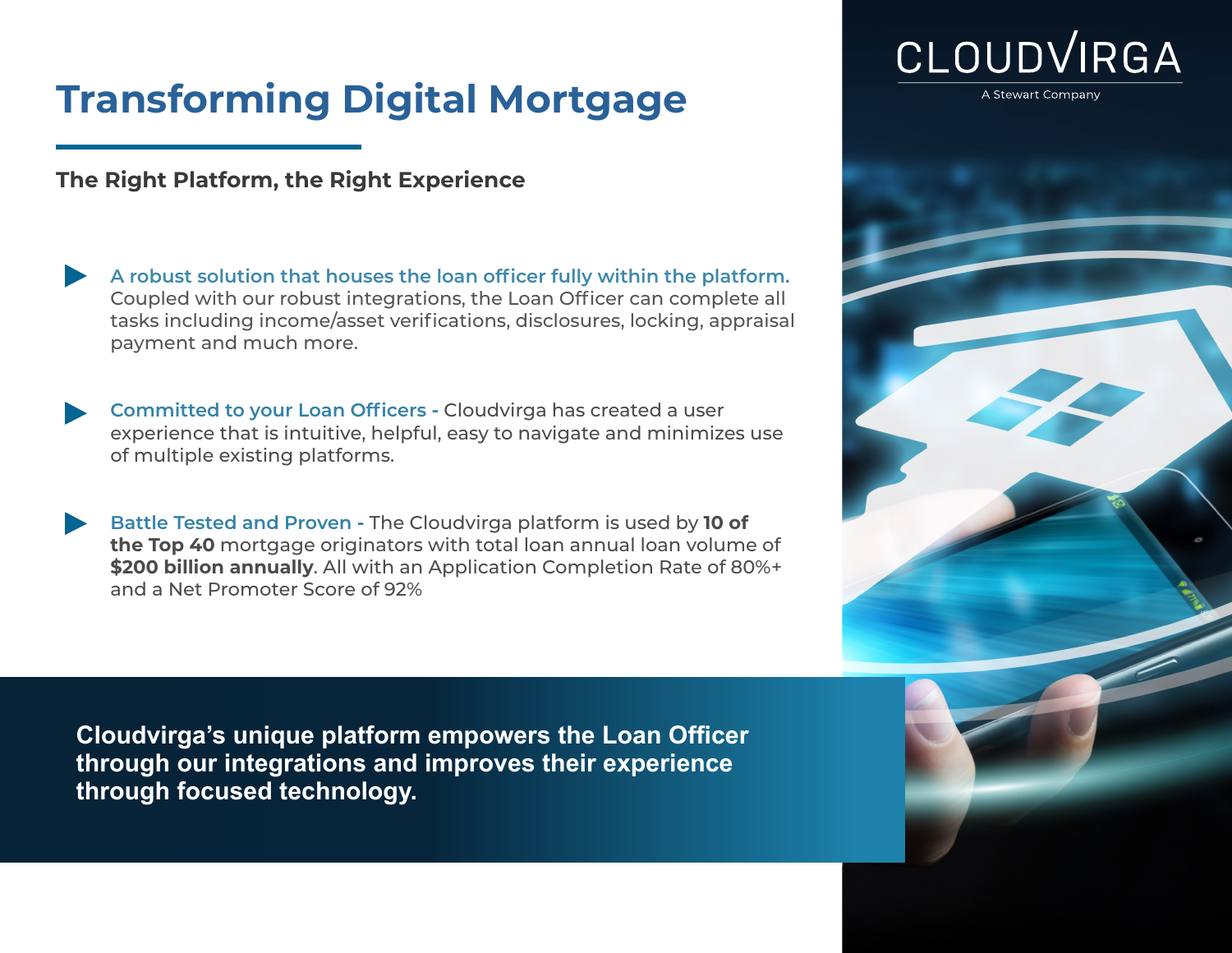CLOUDVIRGA

A Stewart Company

# Transforming Digital Mortgage

## The Right Platform, the Right Experience

- **A robust solution that houses the loan officer fully within the platform.** Coupled with our robust integrations, the Loan Officer can complete all tasks including income/asset verifications, disclosures, locking, appraisal payment and much more.

- **Committed to your Loan Officers -** Cloudvirga has created a user experience that is intuitive, helpful, easy to navigate and minimizes use of multiple existing platforms.

- **Battle Tested and Proven -** The Cloudvirga platform is used by **10 of the Top 40** mortgage originators with total loan annual loan volume of **$200 billion annually**. All with an Application Completion Rate of 80%+ and a Net Promoter Score of 92%

**Cloudvirga's unique platform empowers the Loan Officer through our integrations and improves their experience through focused technology.**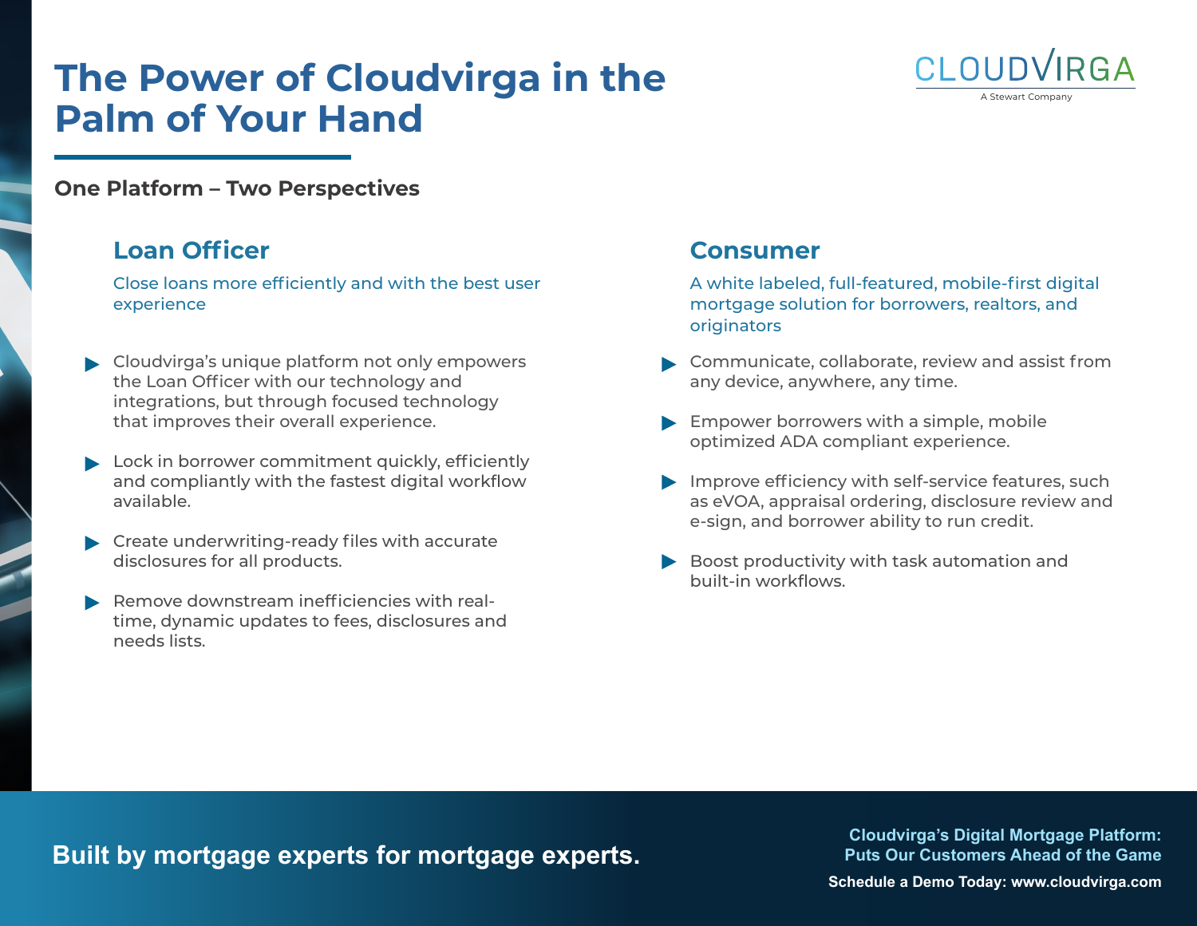# The Power of Cloudvirga in the Palm of Your Hand

CLOUDVIRGA
A Stewart Company

**One Platform – Two Perspectives**

## Loan Officer

Close loans more efficiently and with the best user experience

- Cloudvirga's unique platform not only empowers the Loan Officer with our technology and integrations, but through focused technology that improves their overall experience.
- Lock in borrower commitment quickly, efficiently and compliantly with the fastest digital workflow available.
- Create underwriting-ready files with accurate disclosures for all products.
- Remove downstream inefficiencies with real-time, dynamic updates to fees, disclosures and needs lists.

## Consumer

A white labeled, full-featured, mobile-first digital mortgage solution for borrowers, realtors, and originators

- Communicate, collaborate, review and assist from any device, anywhere, any time.
- Empower borrowers with a simple, mobile optimized ADA compliant experience.
- Improve efficiency with self-service features, such as eVOA, appraisal ordering, disclosure review and e-sign, and borrower ability to run credit.
- Boost productivity with task automation and built-in workflows.

**Built by mortgage experts for mortgage experts.**

**Cloudvirga's Digital Mortgage Platform: Puts Our Customers Ahead of the Game**

**Schedule a Demo Today: www.cloudvirga.com**